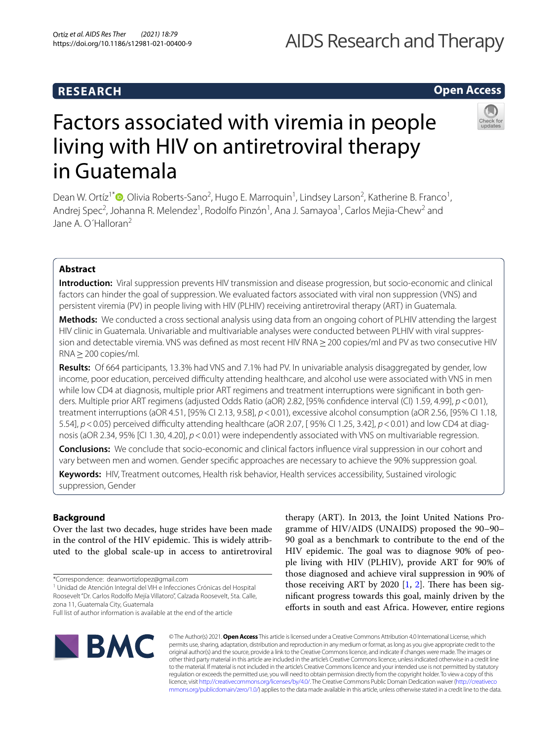RESEARCH

Open Access

# Factors associated with viremia in people living with HIV on antiretroviral therapy in Guatemala

Dean W. Ortíz[1*], Olivia Roberts-Sano[2], Hugo E. Marroquin[1], Lindsey Larson[2], Katherine B. Franco[1], Andrej Spec[2], Johanna R. Melendez[1], Rodolfo Pinzón[1], Ana J. Samayoa[1], Carlos Mejia-Chew[2] and Jane A. O´Halloran[2]

## Abstract

**Introduction:** Viral suppression prevents HIV transmission and disease progression, but socio-economic and clinical factors can hinder the goal of suppression. We evaluated factors associated with viral non suppression (VNS) and persistent viremia (PV) in people living with HIV (PLHIV) receiving antiretroviral therapy (ART) in Guatemala.

**Methods:** We conducted a cross sectional analysis using data from an ongoing cohort of PLHIV attending the largest HIV clinic in Guatemala. Univariable and multivariable analyses were conducted between PLHIV with viral suppression and detectable viremia. VNS was defined as most recent HIV RNA ≥ 200 copies/ml and PV as two consecutive HIV RNA ≥ 200 copies/ml.

**Results:** Of 664 participants, 13.3% had VNS and 7.1% had PV. In univariable analysis disaggregated by gender, low income, poor education, perceived difficulty attending healthcare, and alcohol use were associated with VNS in men while low CD4 at diagnosis, multiple prior ART regimens and treatment interruptions were significant in both genders. Multiple prior ART regimens (adjusted Odds Ratio (aOR) 2.82, [95% confidence interval (CI) 1.59, 4.99], $p < 0.01$), treatment interruptions (aOR 4.51, [95% CI 2.13, 9.58], $p < 0.01$), excessive alcohol consumption (aOR 2.56, [95% CI 1.18, 5.54], $p < 0.05$) perceived difficulty attending healthcare (aOR 2.07, [ 95% CI 1.25, 3.42], $p < 0.01$) and low CD4 at diagnosis (aOR 2.34, 95% [CI 1.30, 4.20], $p < 0.01$) were independently associated with VNS on multivariable regression.

**Conclusions:** We conclude that socio-economic and clinical factors influence viral suppression in our cohort and vary between men and women. Gender specific approaches are necessary to achieve the 90% suppression goal.

**Keywords:** HIV, Treatment outcomes, Health risk behavior, Health services accessibility, Sustained virologic suppression, Gender

## Background

Over the last two decades, huge strides have been made in the control of the HIV epidemic. This is widely attributed to the global scale-up in access to antiretroviral therapy (ART). In 2013, the Joint United Nations Programme of HIV/AIDS (UNAIDS) proposed the 90–90–90 goal as a benchmark to contribute to the end of the HIV epidemic. The goal was to diagnose 90% of people living with HIV (PLHIV), provide ART for 90% of those diagnosed and achieve viral suppression in 90% of those receiving ART by 2020 [1, 2]. There has been significant progress towards this goal, mainly driven by the efforts in south and east Africa. However, entire regions

*Correspondence: deanwortizlopez@gmail.com
[1] Unidad de Atención Integral del VIH e Infecciones Crónicas del Hospital Roosevelt "Dr. Carlos Rodolfo Mejía Villatoro", Calzada Roosevelt, 5ta. Calle, zona 11, Guatemala City, Guatemala
Full list of author information is available at the end of the article

© The Author(s) 2021. **Open Access** This article is licensed under a Creative Commons Attribution 4.0 International License, which permits use, sharing, adaptation, distribution and reproduction in any medium or format, as long as you give appropriate credit to the original author(s) and the source, provide a link to the Creative Commons licence, and indicate if changes were made. The images or other third party material in this article are included in the article's Creative Commons licence, unless indicated otherwise in a credit line to the material. If material is not included in the article's Creative Commons licence and your intended use is not permitted by statutory regulation or exceeds the permitted use, you will need to obtain permission directly from the copyright holder. To view a copy of this licence, visit http://creativecommons.org/licenses/by/4.0/. The Creative Commons Public Domain Dedication waiver (http://creativecommons.org/publicdomain/zero/1.0/) applies to the data made available in this article, unless otherwise stated in a credit line to the data.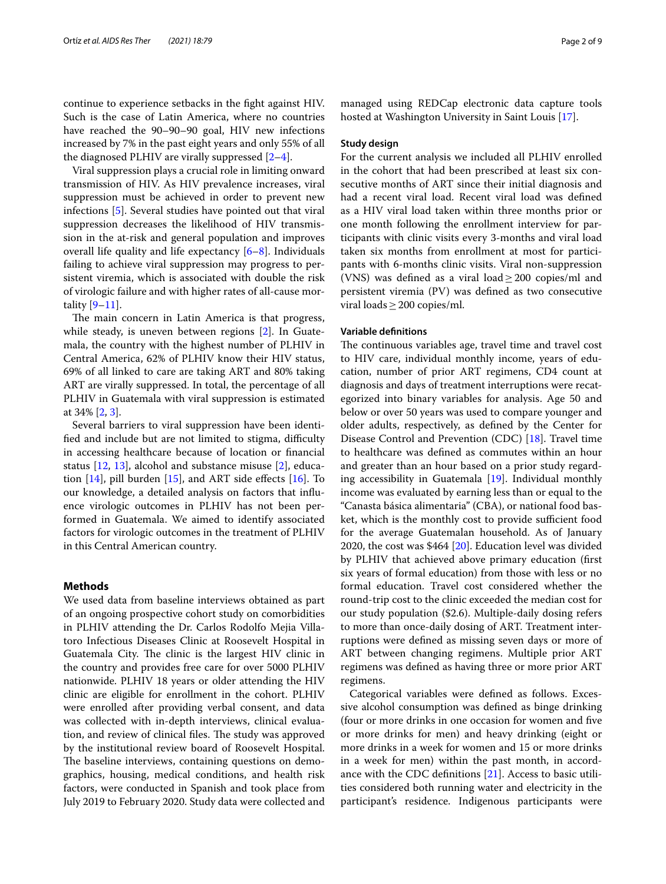continue to experience setbacks in the fight against HIV. Such is the case of Latin America, where no countries have reached the 90–90–90 goal, HIV new infections increased by 7% in the past eight years and only 55% of all the diagnosed PLHIV are virally suppressed [2–4].

Viral suppression plays a crucial role in limiting onward transmission of HIV. As HIV prevalence increases, viral suppression must be achieved in order to prevent new infections [5]. Several studies have pointed out that viral suppression decreases the likelihood of HIV transmission in the at-risk and general population and improves overall life quality and life expectancy [6–8]. Individuals failing to achieve viral suppression may progress to persistent viremia, which is associated with double the risk of virologic failure and with higher rates of all-cause mortality [9–11].

The main concern in Latin America is that progress, while steady, is uneven between regions [2]. In Guatemala, the country with the highest number of PLHIV in Central America, 62% of PLHIV know their HIV status, 69% of all linked to care are taking ART and 80% taking ART are virally suppressed. In total, the percentage of all PLHIV in Guatemala with viral suppression is estimated at 34% [2, 3].

Several barriers to viral suppression have been identified and include but are not limited to stigma, difficulty in accessing healthcare because of location or financial status [12, 13], alcohol and substance misuse [2], education [14], pill burden [15], and ART side effects [16]. To our knowledge, a detailed analysis on factors that influence virologic outcomes in PLHIV has not been performed in Guatemala. We aimed to identify associated factors for virologic outcomes in the treatment of PLHIV in this Central American country.

## Methods

We used data from baseline interviews obtained as part of an ongoing prospective cohort study on comorbidities in PLHIV attending the Dr. Carlos Rodolfo Mejia Villatoro Infectious Diseases Clinic at Roosevelt Hospital in Guatemala City. The clinic is the largest HIV clinic in the country and provides free care for over 5000 PLHIV nationwide. PLHIV 18 years or older attending the HIV clinic are eligible for enrollment in the cohort. PLHIV were enrolled after providing verbal consent, and data was collected with in-depth interviews, clinical evaluation, and review of clinical files. The study was approved by the institutional review board of Roosevelt Hospital. The baseline interviews, containing questions on demographics, housing, medical conditions, and health risk factors, were conducted in Spanish and took place from July 2019 to February 2020. Study data were collected and managed using REDCap electronic data capture tools hosted at Washington University in Saint Louis [17].

### Study design

For the current analysis we included all PLHIV enrolled in the cohort that had been prescribed at least six consecutive months of ART since their initial diagnosis and had a recent viral load. Recent viral load was defined as a HIV viral load taken within three months prior or one month following the enrollment interview for participants with clinic visits every 3-months and viral load taken six months from enrollment at most for participants with 6-months clinic visits. Viral non-suppression (VNS) was defined as a viral load $\geq$ 200 copies/ml and persistent viremia (PV) was defined as two consecutive viral loads $\geq$ 200 copies/ml.

### Variable definitions

The continuous variables age, travel time and travel cost to HIV care, individual monthly income, years of education, number of prior ART regimens, CD4 count at diagnosis and days of treatment interruptions were recategorized into binary variables for analysis. Age 50 and below or over 50 years was used to compare younger and older adults, respectively, as defined by the Center for Disease Control and Prevention (CDC) [18]. Travel time to healthcare was defined as commutes within an hour and greater than an hour based on a prior study regarding accessibility in Guatemala [19]. Individual monthly income was evaluated by earning less than or equal to the "Canasta básica alimentaria" (CBA), or national food basket, which is the monthly cost to provide sufficient food for the average Guatemalan household. As of January 2020, the cost was $464 [20]. Education level was divided by PLHIV that achieved above primary education (first six years of formal education) from those with less or no formal education. Travel cost considered whether the round-trip cost to the clinic exceeded the median cost for our study population ($2.6). Multiple-daily dosing refers to more than once-daily dosing of ART. Treatment interruptions were defined as missing seven days or more of ART between changing regimens. Multiple prior ART regimens was defined as having three or more prior ART regimens.

Categorical variables were defined as follows. Excessive alcohol consumption was defined as binge drinking (four or more drinks in one occasion for women and five or more drinks for men) and heavy drinking (eight or more drinks in a week for women and 15 or more drinks in a week for men) within the past month, in accordance with the CDC definitions [21]. Access to basic utilities considered both running water and electricity in the participant's residence. Indigenous participants were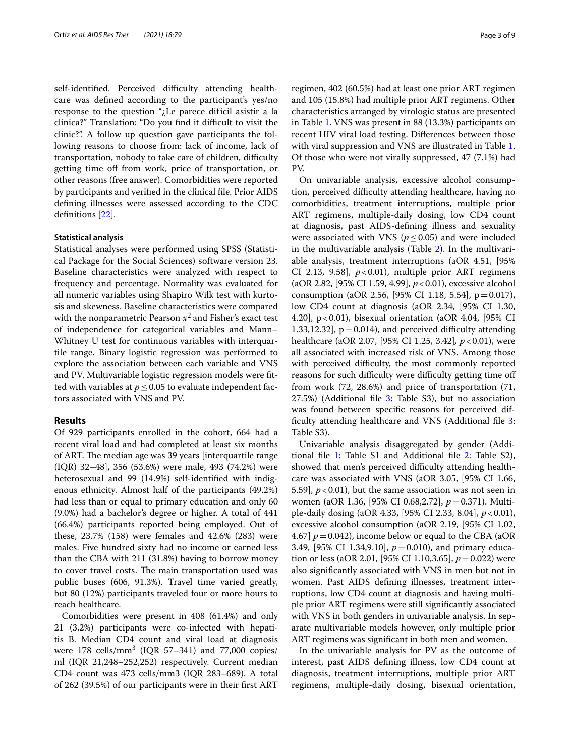self-identified. Perceived difficulty attending healthcare was defined according to the participant's yes/no response to the question "¿Le parece difícil asistir a la clínica?" Translation: "Do you find it difficult to visit the clinic?". A follow up question gave participants the following reasons to choose from: lack of income, lack of transportation, nobody to take care of children, difficulty getting time off from work, price of transportation, or other reasons (free answer). Comorbidities were reported by participants and verified in the clinical file. Prior AIDS defining illnesses were assessed according to the CDC definitions [22].

#### Statistical analysis

Statistical analyses were performed using SPSS (Statistical Package for the Social Sciences) software version 23. Baseline characteristics were analyzed with respect to frequency and percentage. Normality was evaluated for all numeric variables using Shapiro Wilk test with kurtosis and skewness. Baseline characteristics were compared with the nonparametric Pearson $x^2$ and Fisher's exact test of independence for categorical variables and Mann–Whitney U test for continuous variables with interquartile range. Binary logistic regression was performed to explore the association between each variable and VNS and PV. Multivariable logistic regression models were fitted with variables at $p \leq 0.05$ to evaluate independent factors associated with VNS and PV.

## Results

Of 929 participants enrolled in the cohort, 664 had a recent viral load and had completed at least six months of ART. The median age was 39 years [interquartile range (IQR) 32–48], 356 (53.6%) were male, 493 (74.2%) were heterosexual and 99 (14.9%) self-identified with indigenous ethnicity. Almost half of the participants (49.2%) had less than or equal to primary education and only 60 (9.0%) had a bachelor's degree or higher. A total of 441 (66.4%) participants reported being employed. Out of these, 23.7% (158) were females and 42.6% (283) were males. Five hundred sixty had no income or earned less than the CBA with 211 (31.8%) having to borrow money to cover travel costs. The main transportation used was public buses (606, 91.3%). Travel time varied greatly, but 80 (12%) participants traveled four or more hours to reach healthcare.

Comorbidities were present in 408 (61.4%) and only 21 (3.2%) participants were co-infected with hepatitis B. Median CD4 count and viral load at diagnosis were 178 cells/mm$^3$ (IQR 57–341) and 77,000 copies/ml (IQR 21,248–252,252) respectively. Current median CD4 count was 473 cells/mm3 (IQR 283–689). A total of 262 (39.5%) of our participants were in their first ART regimen, 402 (60.5%) had at least one prior ART regimen and 105 (15.8%) had multiple prior ART regimens. Other characteristics arranged by virologic status are presented in Table 1. VNS was present in 88 (13.3%) participants on recent HIV viral load testing. Differences between those with viral suppression and VNS are illustrated in Table 1. Of those who were not virally suppressed, 47 (7.1%) had PV.

On univariable analysis, excessive alcohol consumption, perceived difficulty attending healthcare, having no comorbidities, treatment interruptions, multiple prior ART regimens, multiple-daily dosing, low CD4 count at diagnosis, past AIDS-defining illness and sexuality were associated with VNS ($p \leq 0.05$) and were included in the multivariable analysis (Table 2). In the multivariable analysis, treatment interruptions (aOR 4.51, [95% CI 2.13, 9.58], $p < 0.01$), multiple prior ART regimens (aOR 2.82, [95% CI 1.59, 4.99], $p < 0.01$), excessive alcohol consumption (aOR 2.56, [95% CI 1.18, 5.54], $p = 0.017$), low CD4 count at diagnosis (aOR 2.34, [95% CI 1.30, 4.20], $p < 0.01$), bisexual orientation (aOR 4.04, [95% CI 1.33,12.32], $p = 0.014$), and perceived difficulty attending healthcare (aOR 2.07, [95% CI 1.25, 3.42], $p < 0.01$), were all associated with increased risk of VNS. Among those with perceived difficulty, the most commonly reported reasons for such difficulty were difficulty getting time off from work (72, 28.6%) and price of transportation (71, 27.5%) (Additional file 3: Table S3), but no association was found between specific reasons for perceived difficulty attending healthcare and VNS (Additional file 3: Table S3).

Univariable analysis disaggregated by gender (Additional file 1: Table S1 and Additional file 2: Table S2), showed that men's perceived difficulty attending healthcare was associated with VNS (aOR 3.05, [95% CI 1.66, 5.59], $p < 0.01$), but the same association was not seen in women (aOR 1.36, [95% CI 0.68,2.72], $p = 0.371$). Multiple-daily dosing (aOR 4.33, [95% CI 2.33, 8.04], $p < 0.01$), excessive alcohol consumption (aOR 2.19, [95% CI 1.02, 4.67] $p = 0.042$), income below or equal to the CBA (aOR 3.49, [95% CI 1.34,9.10], $p = 0.010$), and primary education or less (aOR 2.01, [95% CI 1.10,3.65], $p = 0.022$) were also significantly associated with VNS in men but not in women. Past AIDS defining illnesses, treatment interruptions, low CD4 count at diagnosis and having multiple prior ART regimens were still significantly associated with VNS in both genders in univariable analysis. In separate multivariable models however, only multiple prior ART regimens was significant in both men and women.

In the univariable analysis for PV as the outcome of interest, past AIDS defining illness, low CD4 count at diagnosis, treatment interruptions, multiple prior ART regimens, multiple-daily dosing, bisexual orientation,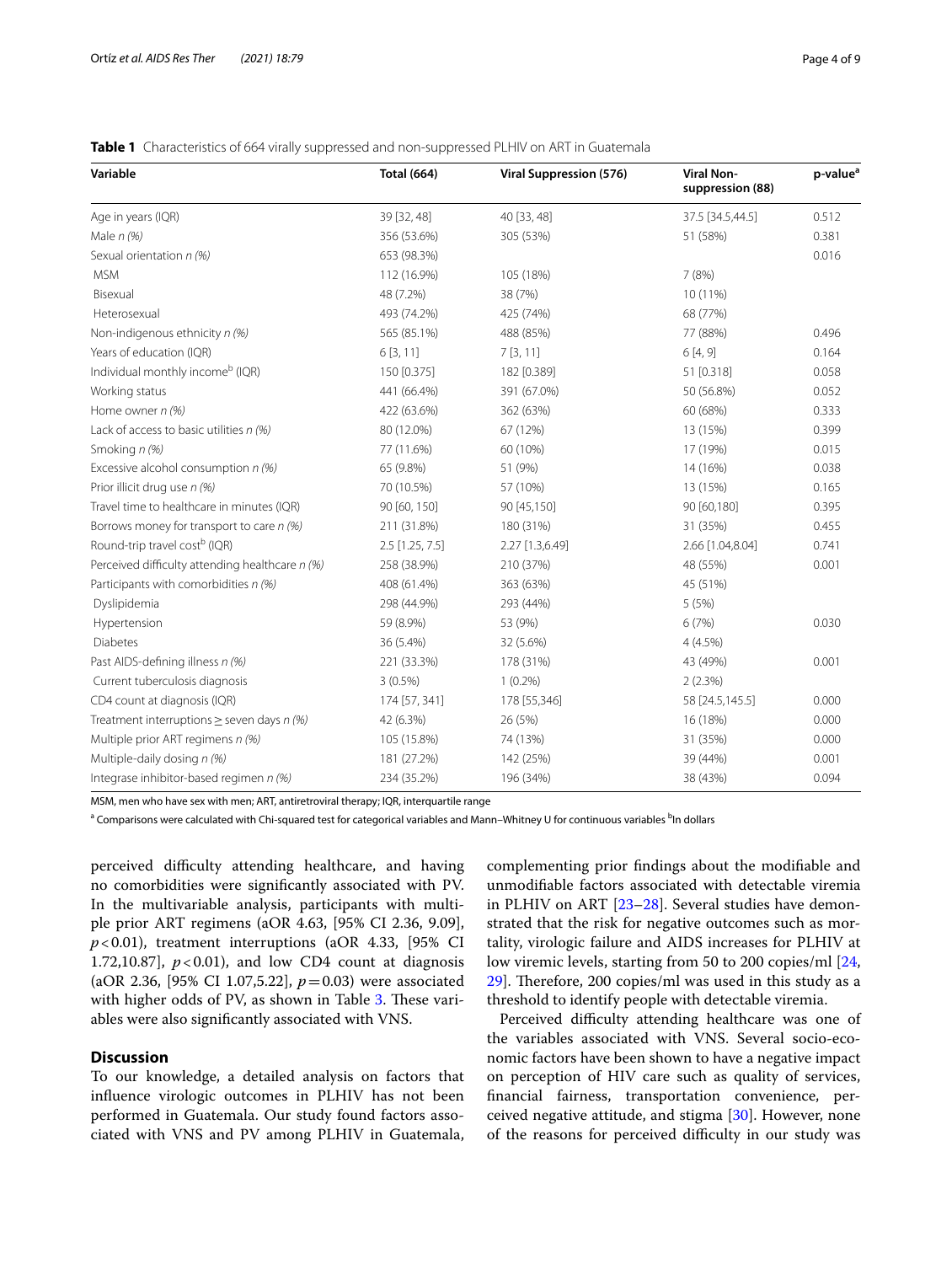**Table 1** Characteristics of 664 virally suppressed and non-suppressed PLHIV on ART in Guatemala

| Variable | Total (664) | Viral Suppression (576) | Viral Non-suppression (88) | p-value[a] |
|---|---|---|---|---|
| Age in years (IQR) | 39 [32, 48] | 40 [33, 48] | 37.5 [34.5,44.5] | 0.512 |
| Male *n (%)* | 356 (53.6%) | 305 (53%) | 51 (58%) | 0.381 |
| Sexual orientation *n (%)* | 653 (98.3%) | | | 0.016 |
| MSM | 112 (16.9%) | 105 (18%) | 7 (8%) | |
| Bisexual | 48 (7.2%) | 38 (7%) | 10 (11%) | |
| Heterosexual | 493 (74.2%) | 425 (74%) | 68 (77%) | |
| Non-indigenous ethnicity *n (%)* | 565 (85.1%) | 488 (85%) | 77 (88%) | 0.496 |
| Years of education (IQR) | 6 [3, 11] | 7 [3, 11] | 6 [4, 9] | 0.164 |
| Individual monthly income[b] (IQR) | 150 [0.375] | 182 [0.389] | 51 [0.318] | 0.058 |
| Working status | 441 (66.4%) | 391 (67.0%) | 50 (56.8%) | 0.052 |
| Home owner *n (%)* | 422 (63.6%) | 362 (63%) | 60 (68%) | 0.333 |
| Lack of access to basic utilities *n (%)* | 80 (12.0%) | 67 (12%) | 13 (15%) | 0.399 |
| Smoking *n (%)* | 77 (11.6%) | 60 (10%) | 17 (19%) | 0.015 |
| Excessive alcohol consumption *n (%)* | 65 (9.8%) | 51 (9%) | 14 (16%) | 0.038 |
| Prior illicit drug use *n (%)* | 70 (10.5%) | 57 (10%) | 13 (15%) | 0.165 |
| Travel time to healthcare in minutes (IQR) | 90 [60, 150] | 90 [45,150] | 90 [60,180] | 0.395 |
| Borrows money for transport to care *n (%)* | 211 (31.8%) | 180 (31%) | 31 (35%) | 0.455 |
| Round-trip travel cost[b] (IQR) | 2.5 [1.25, 7.5] | 2.27 [1.3,6.49] | 2.66 [1.04,8.04] | 0.741 |
| Perceived difficulty attending healthcare *n (%)* | 258 (38.9%) | 210 (37%) | 48 (55%) | 0.001 |
| Participants with comorbidities *n (%)* | 408 (61.4%) | 363 (63%) | 45 (51%) | |
| Dyslipidemia | 298 (44.9%) | 293 (44%) | 5 (5%) | |
| Hypertension | 59 (8.9%) | 53 (9%) | 6 (7%) | 0.030 |
| Diabetes | 36 (5.4%) | 32 (5.6%) | 4 (4.5%) | |
| Past AIDS-defining illness *n (%)* | 221 (33.3%) | 178 (31%) | 43 (49%) | 0.001 |
| Current tuberculosis diagnosis | 3 (0.5%) | 1 (0.2%) | 2 (2.3%) | |
| CD4 count at diagnosis (IQR) | 174 [57, 341] | 178 [55,346] | 58 [24.5,145.5] | 0.000 |
| Treatment interruptions ≥ seven days *n (%)* | 42 (6.3%) | 26 (5%) | 16 (18%) | 0.000 |
| Multiple prior ART regimens *n (%)* | 105 (15.8%) | 74 (13%) | 31 (35%) | 0.000 |
| Multiple-daily dosing *n (%)* | 181 (27.2%) | 142 (25%) | 39 (44%) | 0.001 |
| Integrase inhibitor-based regimen *n (%)* | 234 (35.2%) | 196 (34%) | 38 (43%) | 0.094 |

MSM, men who have sex with men; ART, antiretroviral therapy; IQR, interquartile range

[a] Comparisons were calculated with Chi-squared test for categorical variables and Mann–Whitney U for continuous variables [b]In dollars

perceived difficulty attending healthcare, and having no comorbidities were significantly associated with PV. In the multivariable analysis, participants with multiple prior ART regimens (aOR 4.63, [95% CI 2.36, 9.09], $p<0.01$), treatment interruptions (aOR 4.33, [95% CI 1.72,10.87], $p<0.01$), and low CD4 count at diagnosis (aOR 2.36, [95% CI 1.07,5.22], $p=0.03$) were associated with higher odds of PV, as shown in Table 3. These variables were also significantly associated with VNS.

## Discussion

To our knowledge, a detailed analysis on factors that influence virologic outcomes in PLHIV has not been performed in Guatemala. Our study found factors associated with VNS and PV among PLHIV in Guatemala, complementing prior findings about the modifiable and unmodifiable factors associated with detectable viremia in PLHIV on ART [23–28]. Several studies have demonstrated that the risk for negative outcomes such as mortality, virologic failure and AIDS increases for PLHIV at low viremic levels, starting from 50 to 200 copies/ml [24, 29]. Therefore, 200 copies/ml was used in this study as a threshold to identify people with detectable viremia.

Perceived difficulty attending healthcare was one of the variables associated with VNS. Several socio-economic factors have been shown to have a negative impact on perception of HIV care such as quality of services, financial fairness, transportation convenience, perceived negative attitude, and stigma [30]. However, none of the reasons for perceived difficulty in our study was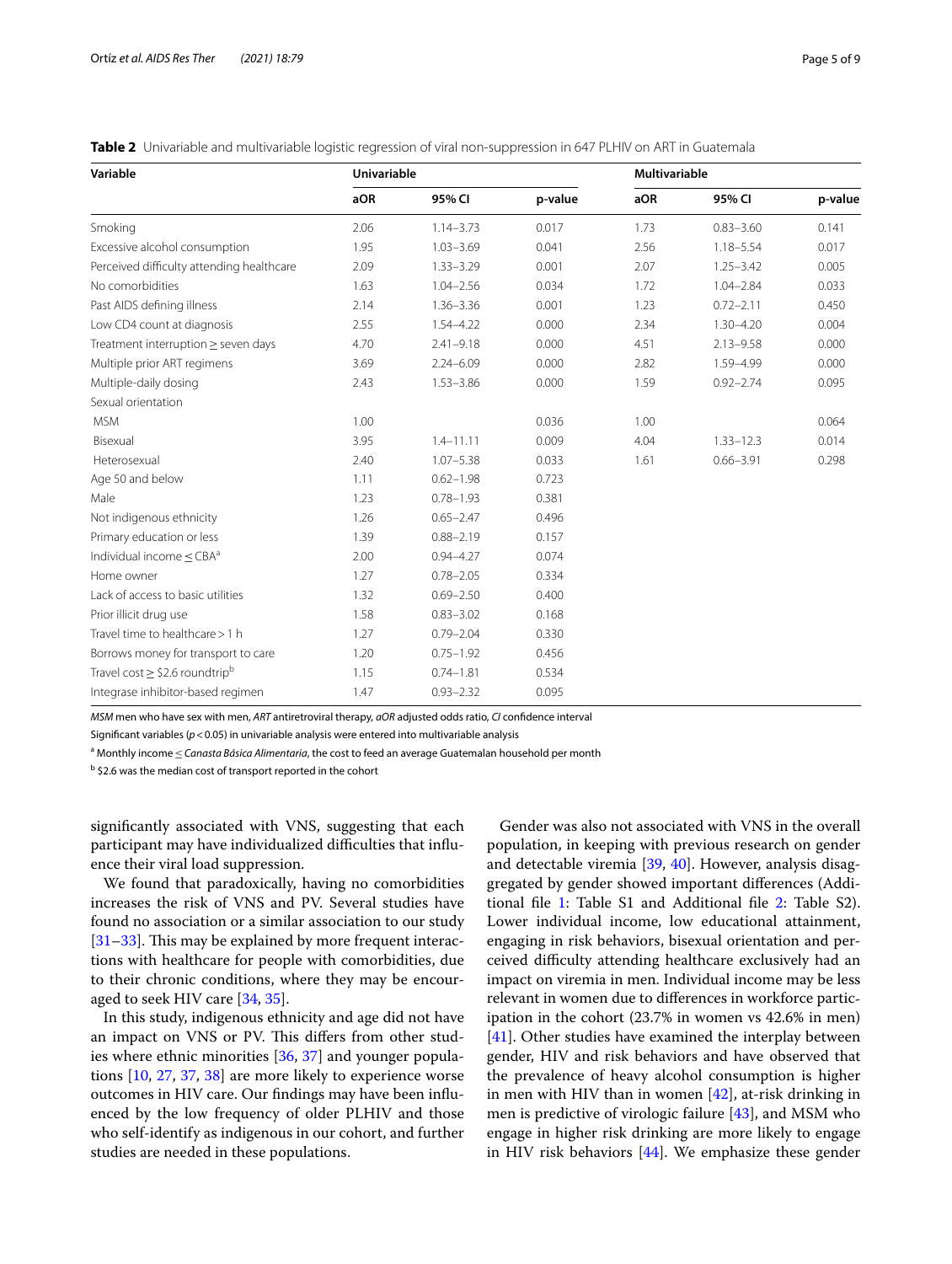**Table 2** Univariable and multivariable logistic regression of viral non-suppression in 647 PLHIV on ART in Guatemala

| Variable | Univariable | | | Multivariable | | |
|---|---|---|---|---|---|---|
| | aOR | 95% CI | p-value | aOR | 95% CI | p-value |
| Smoking | 2.06 | 1.14–3.73 | 0.017 | 1.73 | 0.83–3.60 | 0.141 |
| Excessive alcohol consumption | 1.95 | 1.03–3.69 | 0.041 | 2.56 | 1.18–5.54 | 0.017 |
| Perceived difficulty attending healthcare | 2.09 | 1.33–3.29 | 0.001 | 2.07 | 1.25–3.42 | 0.005 |
| No comorbidities | 1.63 | 1.04–2.56 | 0.034 | 1.72 | 1.04–2.84 | 0.033 |
| Past AIDS defining illness | 2.14 | 1.36–3.36 | 0.001 | 1.23 | 0.72–2.11 | 0.450 |
| Low CD4 count at diagnosis | 2.55 | 1.54–4.22 | 0.000 | 2.34 | 1.30–4.20 | 0.004 |
| Treatment interruption ≥ seven days | 4.70 | 2.41–9.18 | 0.000 | 4.51 | 2.13–9.58 | 0.000 |
| Multiple prior ART regimens | 3.69 | 2.24–6.09 | 0.000 | 2.82 | 1.59–4.99 | 0.000 |
| Multiple-daily dosing | 2.43 | 1.53–3.86 | 0.000 | 1.59 | 0.92–2.74 | 0.095 |
| Sexual orientation | | | | | | |
| MSM | 1.00 | | 0.036 | 1.00 | | 0.064 |
| Bisexual | 3.95 | 1.4–11.11 | 0.009 | 4.04 | 1.33–12.3 | 0.014 |
| Heterosexual | 2.40 | 1.07–5.38 | 0.033 | 1.61 | 0.66–3.91 | 0.298 |
| Age 50 and below | 1.11 | 0.62–1.98 | 0.723 | | | |
| Male | 1.23 | 0.78–1.93 | 0.381 | | | |
| Not indigenous ethnicity | 1.26 | 0.65–2.47 | 0.496 | | | |
| Primary education or less | 1.39 | 0.88–2.19 | 0.157 | | | |
| Individual income ≤ CBA[a] | 2.00 | 0.94–4.27 | 0.074 | | | |
| Home owner | 1.27 | 0.78–2.05 | 0.334 | | | |
| Lack of access to basic utilities | 1.32 | 0.69–2.50 | 0.400 | | | |
| Prior illicit drug use | 1.58 | 0.83–3.02 | 0.168 | | | |
| Travel time to healthcare > 1 h | 1.27 | 0.79–2.04 | 0.330 | | | |
| Borrows money for transport to care | 1.20 | 0.75–1.92 | 0.456 | | | |
| Travel cost ≥ $2.6 roundtrip[b] | 1.15 | 0.74–1.81 | 0.534 | | | |
| Integrase inhibitor-based regimen | 1.47 | 0.93–2.32 | 0.095 | | | |

*MSM* men who have sex with men, *ART* antiretroviral therapy, *aOR* adjusted odds ratio, *CI* confidence interval

Significant variables ($p < 0.05$) in univariable analysis were entered into multivariable analysis

[a] Monthly income ≤ *Canasta Básica Alimentaria*, the cost to feed an average Guatemalan household per month

[b] $2.6 was the median cost of transport reported in the cohort

significantly associated with VNS, suggesting that each participant may have individualized difficulties that influence their viral load suppression.

We found that paradoxically, having no comorbidities increases the risk of VNS and PV. Several studies have found no association or a similar association to our study [31–33]. This may be explained by more frequent interactions with healthcare for people with comorbidities, due to their chronic conditions, where they may be encouraged to seek HIV care [34, 35].

In this study, indigenous ethnicity and age did not have an impact on VNS or PV. This differs from other studies where ethnic minorities [36, 37] and younger populations [10, 27, 37, 38] are more likely to experience worse outcomes in HIV care. Our findings may have been influenced by the low frequency of older PLHIV and those who self-identify as indigenous in our cohort, and further studies are needed in these populations.

Gender was also not associated with VNS in the overall population, in keeping with previous research on gender and detectable viremia [39, 40]. However, analysis disaggregated by gender showed important differences (Additional file 1: Table S1 and Additional file 2: Table S2). Lower individual income, low educational attainment, engaging in risk behaviors, bisexual orientation and perceived difficulty attending healthcare exclusively had an impact on viremia in men. Individual income may be less relevant in women due to differences in workforce participation in the cohort (23.7% in women vs 42.6% in men) [41]. Other studies have examined the interplay between gender, HIV and risk behaviors and have observed that the prevalence of heavy alcohol consumption is higher in men with HIV than in women [42], at-risk drinking in men is predictive of virologic failure [43], and MSM who engage in higher risk drinking are more likely to engage in HIV risk behaviors [44]. We emphasize these gender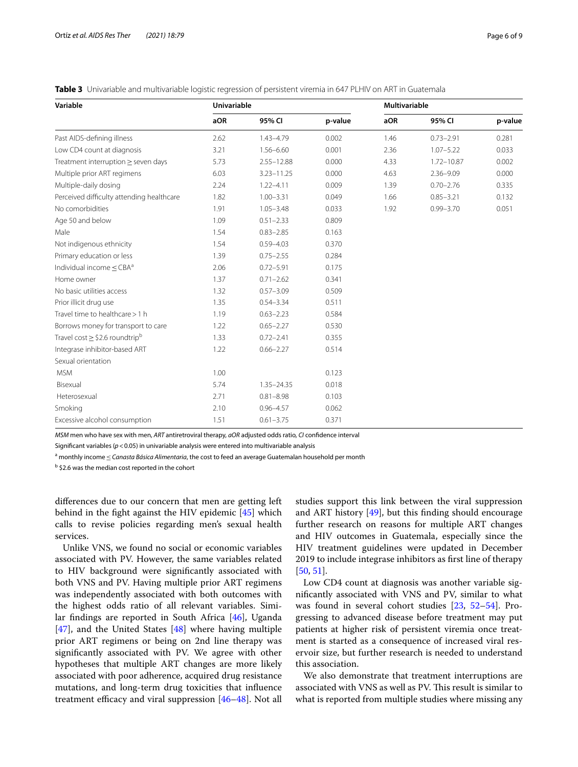**Table 3** Univariable and multivariable logistic regression of persistent viremia in 647 PLHIV on ART in Guatemala

| Variable | Univariable | | | Multivariable | | |
|---|---|---|---|---|---|---|
| | aOR | 95% CI | p-value | aOR | 95% CI | p-value |
| Past AIDS-defining illness | 2.62 | 1.43–4.79 | 0.002 | 1.46 | 0.73–2.91 | 0.281 |
| Low CD4 count at diagnosis | 3.21 | 1.56–6.60 | 0.001 | 2.36 | 1.07–5.22 | 0.033 |
| Treatment interruption ≥ seven days | 5.73 | 2.55–12.88 | 0.000 | 4.33 | 1.72–10.87 | 0.002 |
| Multiple prior ART regimens | 6.03 | 3.23–11.25 | 0.000 | 4.63 | 2.36–9.09 | 0.000 |
| Multiple-daily dosing | 2.24 | 1.22–4.11 | 0.009 | 1.39 | 0.70–2.76 | 0.335 |
| Perceived difficulty attending healthcare | 1.82 | 1.00–3.31 | 0.049 | 1.66 | 0.85–3.21 | 0.132 |
| No comorbidities | 1.91 | 1.05–3.48 | 0.033 | 1.92 | 0.99–3.70 | 0.051 |
| Age 50 and below | 1.09 | 0.51–2.33 | 0.809 | | | |
| Male | 1.54 | 0.83–2.85 | 0.163 | | | |
| Not indigenous ethnicity | 1.54 | 0.59–4.03 | 0.370 | | | |
| Primary education or less | 1.39 | 0.75–2.55 | 0.284 | | | |
| Individual income ≤ CBA[a] | 2.06 | 0.72–5.91 | 0.175 | | | |
| Home owner | 1.37 | 0.71–2.62 | 0.341 | | | |
| No basic utilities access | 1.32 | 0.57–3.09 | 0.509 | | | |
| Prior illicit drug use | 1.35 | 0.54–3.34 | 0.511 | | | |
| Travel time to healthcare > 1 h | 1.19 | 0.63–2.23 | 0.584 | | | |
| Borrows money for transport to care | 1.22 | 0.65–2.27 | 0.530 | | | |
| Travel cost ≥ $2.6 roundtrip[b] | 1.33 | 0.72–2.41 | 0.355 | | | |
| Integrase inhibitor-based ART | 1.22 | 0.66–2.27 | 0.514 | | | |
| Sexual orientation | | | | | | |
| MSM | 1.00 | | 0.123 | | | |
| Bisexual | 5.74 | 1.35–24.35 | 0.018 | | | |
| Heterosexual | 2.71 | 0.81–8.98 | 0.103 | | | |
| Smoking | 2.10 | 0.96–4.57 | 0.062 | | | |
| Excessive alcohol consumption | 1.51 | 0.61–3.75 | 0.371 | | | |

*MSM* men who have sex with men, *ART* antiretroviral therapy, *aOR* adjusted odds ratio, *CI* confidence interval

Significant variables ($p < 0.05$) in univariable analysis were entered into multivariable analysis

[a] monthly income ≤ *Canasta Básica Alimentaria*, the cost to feed an average Guatemalan household per month

[b] $2.6 was the median cost reported in the cohort

differences due to our concern that men are getting left behind in the fight against the HIV epidemic [45] which calls to revise policies regarding men's sexual health services.

Unlike VNS, we found no social or economic variables associated with PV. However, the same variables related to HIV background were significantly associated with both VNS and PV. Having multiple prior ART regimens was independently associated with both outcomes with the highest odds ratio of all relevant variables. Similar findings are reported in South Africa [46], Uganda [47], and the United States [48] where having multiple prior ART regimens or being on 2nd line therapy was significantly associated with PV. We agree with other hypotheses that multiple ART changes are more likely associated with poor adherence, acquired drug resistance mutations, and long-term drug toxicities that influence treatment efficacy and viral suppression [46–48]. Not all studies support this link between the viral suppression and ART history [49], but this finding should encourage further research on reasons for multiple ART changes and HIV outcomes in Guatemala, especially since the HIV treatment guidelines were updated in December 2019 to include integrase inhibitors as first line of therapy [50, 51].

Low CD4 count at diagnosis was another variable significantly associated with VNS and PV, similar to what was found in several cohort studies [23, 52–54]. Progressing to advanced disease before treatment may put patients at higher risk of persistent viremia once treatment is started as a consequence of increased viral reservoir size, but further research is needed to understand this association.

We also demonstrate that treatment interruptions are associated with VNS as well as PV. This result is similar to what is reported from multiple studies where missing any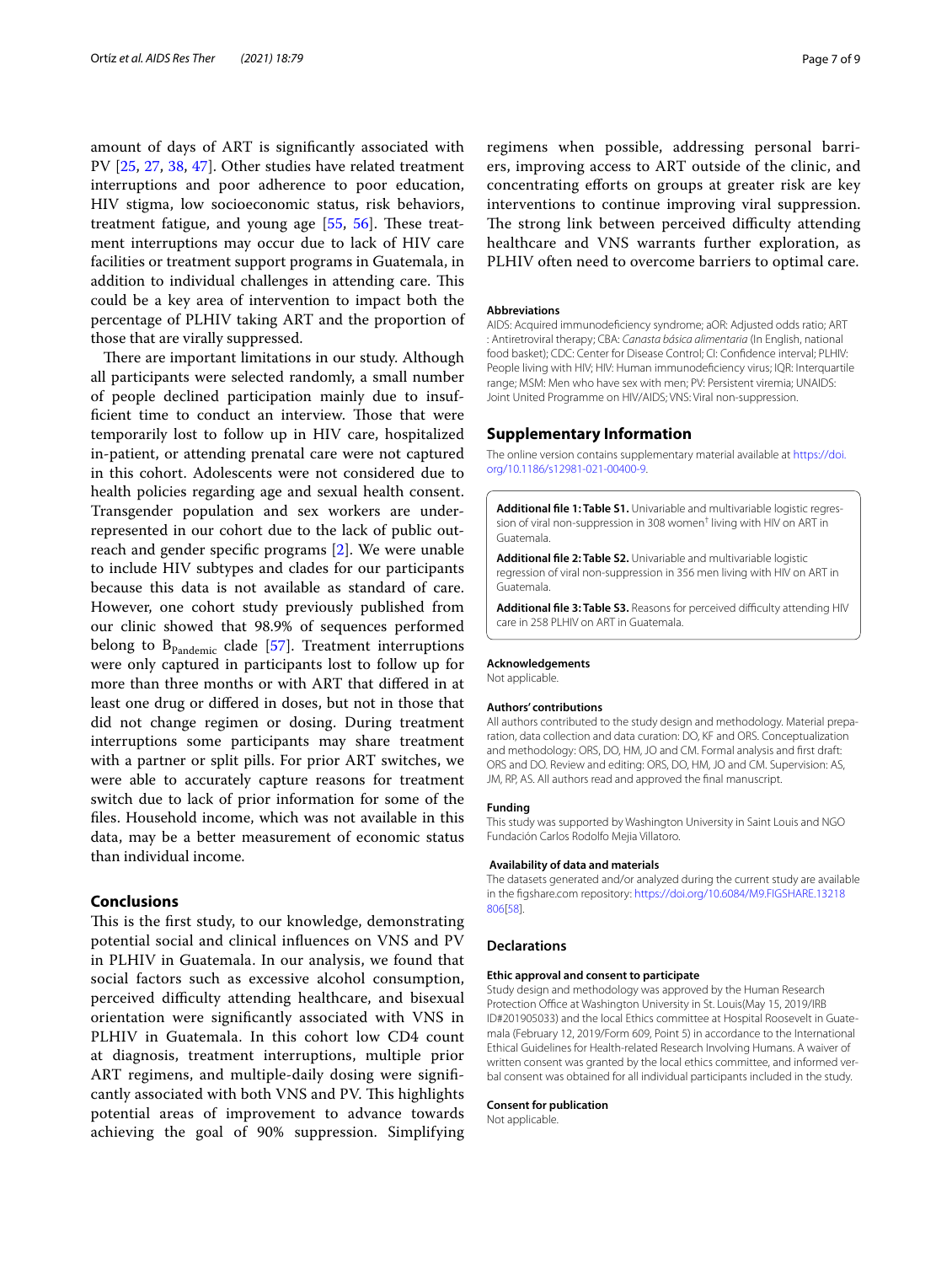amount of days of ART is significantly associated with PV [25, 27, 38, 47]. Other studies have related treatment interruptions and poor adherence to poor education, HIV stigma, low socioeconomic status, risk behaviors, treatment fatigue, and young age [55, 56]. These treatment interruptions may occur due to lack of HIV care facilities or treatment support programs in Guatemala, in addition to individual challenges in attending care. This could be a key area of intervention to impact both the percentage of PLHIV taking ART and the proportion of those that are virally suppressed.

There are important limitations in our study. Although all participants were selected randomly, a small number of people declined participation mainly due to insufficient time to conduct an interview. Those that were temporarily lost to follow up in HIV care, hospitalized in-patient, or attending prenatal care were not captured in this cohort. Adolescents were not considered due to health policies regarding age and sexual health consent. Transgender population and sex workers are underrepresented in our cohort due to the lack of public outreach and gender specific programs [2]. We were unable to include HIV subtypes and clades for our participants because this data is not available as standard of care. However, one cohort study previously published from our clinic showed that 98.9% of sequences performed belong to $B_{Pandemic}$ clade [57]. Treatment interruptions were only captured in participants lost to follow up for more than three months or with ART that differed in at least one drug or differed in doses, but not in those that did not change regimen or dosing. During treatment interruptions some participants may share treatment with a partner or split pills. For prior ART switches, we were able to accurately capture reasons for treatment switch due to lack of prior information for some of the files. Household income, which was not available in this data, may be a better measurement of economic status than individual income.

## Conclusions

This is the first study, to our knowledge, demonstrating potential social and clinical influences on VNS and PV in PLHIV in Guatemala. In our analysis, we found that social factors such as excessive alcohol consumption, perceived difficulty attending healthcare, and bisexual orientation were significantly associated with VNS in PLHIV in Guatemala. In this cohort low CD4 count at diagnosis, treatment interruptions, multiple prior ART regimens, and multiple-daily dosing were significantly associated with both VNS and PV. This highlights potential areas of improvement to advance towards achieving the goal of 90% suppression. Simplifying regimens when possible, addressing personal barriers, improving access to ART outside of the clinic, and concentrating efforts on groups at greater risk are key interventions to continue improving viral suppression. The strong link between perceived difficulty attending healthcare and VNS warrants further exploration, as PLHIV often need to overcome barriers to optimal care.

### Abbreviations

AIDS: Acquired immunodeficiency syndrome; aOR: Adjusted odds ratio; ART : Antiretroviral therapy; CBA: *Canasta básica alimentaria* (In English, national food basket); CDC: Center for Disease Control; CI: Confidence interval; PLHIV: People living with HIV; HIV: Human immunodeficiency virus; IQR: Interquartile range; MSM: Men who have sex with men; PV: Persistent viremia; UNAIDS: Joint United Programme on HIV/AIDS; VNS: Viral non-suppression.

## Supplementary Information

The online version contains supplementary material available at https://doi.org/10.1186/s12981-021-00400-9.

**Additional file 1: Table S1.** Univariable and multivariable logistic regression of viral non-suppression in 308 women† living with HIV on ART in Guatemala.

**Additional file 2: Table S2.** Univariable and multivariable logistic regression of viral non-suppression in 356 men living with HIV on ART in Guatemala.

**Additional file 3: Table S3.** Reasons for perceived difficulty attending HIV care in 258 PLHIV on ART in Guatemala.

### Acknowledgements

Not applicable.

### Authors' contributions

All authors contributed to the study design and methodology. Material preparation, data collection and data curation: DO, KF and ORS. Conceptualization and methodology: ORS, DO, HM, JO and CM. Formal analysis and first draft: ORS and DO. Review and editing: ORS, DO, HM, JO and CM. Supervision: AS, JM, RP, AS. All authors read and approved the final manuscript.

### Funding

This study was supported by Washington University in Saint Louis and NGO Fundación Carlos Rodolfo Mejia Villatoro.

### Availability of data and materials

The datasets generated and/or analyzed during the current study are available in the figshare.com repository: https://doi.org/10.6084/M9.FIGSHARE.13218806[58].

## Declarations

### Ethic approval and consent to participate

Study design and methodology was approved by the Human Research Protection Office at Washington University in St. Louis(May 15, 2019/IRB ID#201905033) and the local Ethics committee at Hospital Roosevelt in Guatemala (February 12, 2019/Form 609, Point 5) in accordance to the International Ethical Guidelines for Health-related Research Involving Humans. A waiver of written consent was granted by the local ethics committee, and informed verbal consent was obtained for all individual participants included in the study.

### Consent for publication

Not applicable.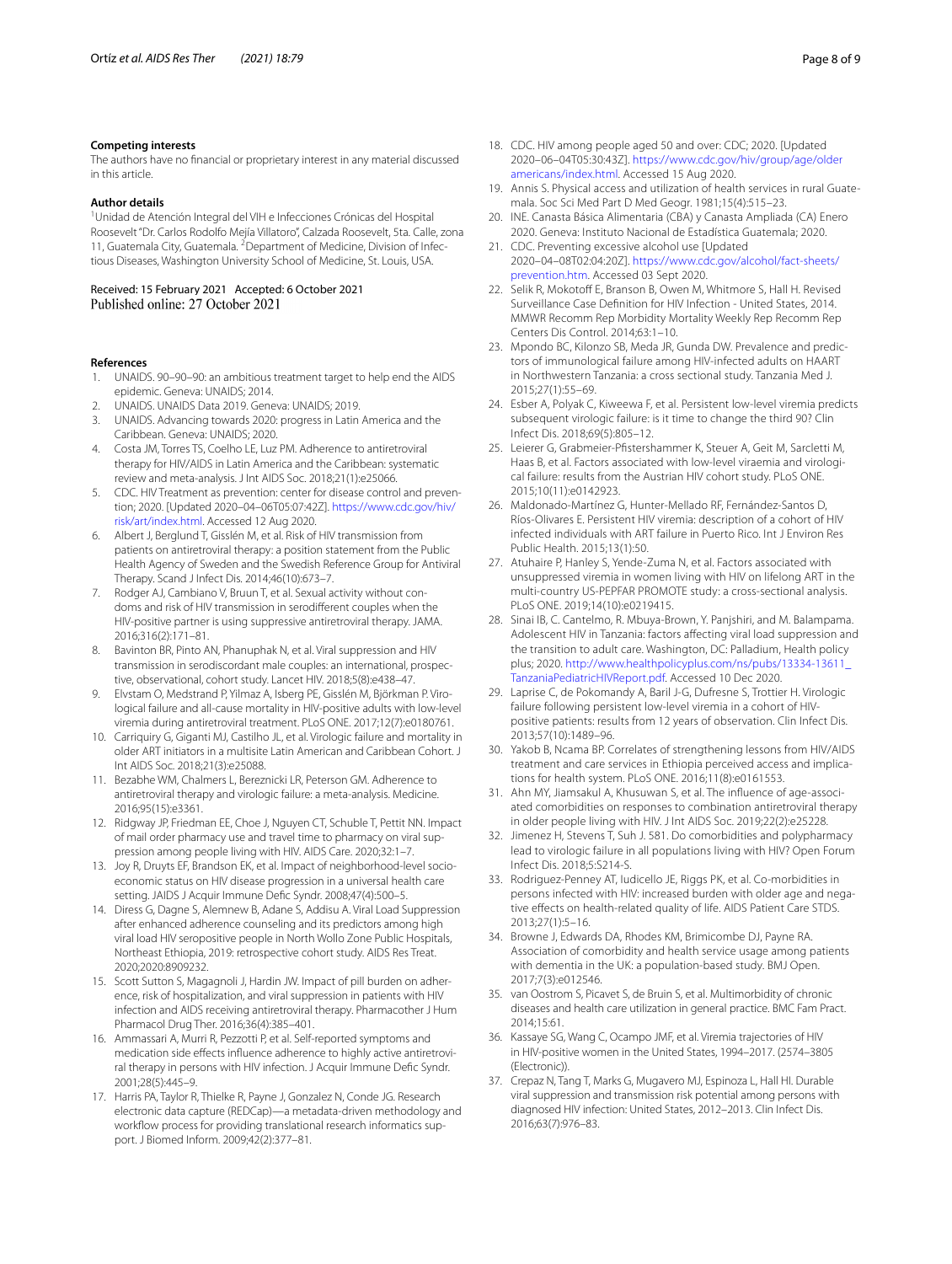## Competing interests

The authors have no financial or proprietary interest in any material discussed in this article.

## Author details

[1]Unidad de Atención Integral del VIH e Infecciones Crónicas del Hospital Roosevelt "Dr. Carlos Rodolfo Mejía Villatoro", Calzada Roosevelt, 5ta. Calle, zona 11, Guatemala City, Guatemala. [2]Department of Medicine, Division of Infectious Diseases, Washington University School of Medicine, St. Louis, USA.

Received: 15 February 2021 Accepted: 6 October 2021
Published online: 27 October 2021

## References

1. UNAIDS. 90–90–90: an ambitious treatment target to help end the AIDS epidemic. Geneva: UNAIDS; 2014.
2. UNAIDS. UNAIDS Data 2019. Geneva: UNAIDS; 2019.
3. UNAIDS. Advancing towards 2020: progress in Latin America and the Caribbean. Geneva: UNAIDS; 2020.
4. Costa JM, Torres TS, Coelho LE, Luz PM. Adherence to antiretroviral therapy for HIV/AIDS in Latin America and the Caribbean: systematic review and meta-analysis. J Int AIDS Soc. 2018;21(1):e25066.
5. CDC. HIV Treatment as prevention: center for disease control and prevention; 2020. [Updated 2020–04–06T05:07:42Z]. https://www.cdc.gov/hiv/risk/art/index.html. Accessed 12 Aug 2020.
6. Albert J, Berglund T, Gisslén M, et al. Risk of HIV transmission from patients on antiretroviral therapy: a position statement from the Public Health Agency of Sweden and the Swedish Reference Group for Antiviral Therapy. Scand J Infect Dis. 2014;46(10):673–7.
7. Rodger AJ, Cambiano V, Bruun T, et al. Sexual activity without condoms and risk of HIV transmission in serodifferent couples when the HIV-positive partner is using suppressive antiretroviral therapy. JAMA. 2016;316(2):171–81.
8. Bavinton BR, Pinto AN, Phanuphak N, et al. Viral suppression and HIV transmission in serodiscordant male couples: an international, prospective, observational, cohort study. Lancet HIV. 2018;5(8):e438–47.
9. Elvstam O, Medstrand P, Yilmaz A, Isberg PE, Gisslén M, Björkman P. Virological failure and all-cause mortality in HIV-positive adults with low-level viremia during antiretroviral treatment. PLoS ONE. 2017;12(7):e0180761.
10. Carriquiry G, Giganti MJ, Castilho JL, et al. Virologic failure and mortality in older ART initiators in a multisite Latin American and Caribbean Cohort. J Int AIDS Soc. 2018;21(3):e25088.
11. Bezabhe WM, Chalmers L, Bereznicki LR, Peterson GM. Adherence to antiretroviral therapy and virologic failure: a meta-analysis. Medicine. 2016;95(15):e3361.
12. Ridgway JP, Friedman EE, Choe J, Nguyen CT, Schuble T, Pettit NN. Impact of mail order pharmacy use and travel time to pharmacy on viral suppression among people living with HIV. AIDS Care. 2020;32:1–7.
13. Joy R, Druyts EF, Brandson EK, et al. Impact of neighborhood-level socioeconomic status on HIV disease progression in a universal health care setting. JAIDS J Acquir Immune Defic Syndr. 2008;47(4):500–5.
14. Diress G, Dagne S, Alemnew B, Adane S, Addisu A. Viral Load Suppression after enhanced adherence counseling and its predictors among high viral load HIV seropositive people in North Wollo Zone Public Hospitals, Northeast Ethiopia, 2019: retrospective cohort study. AIDS Res Treat. 2020;2020:8909232.
15. Scott Sutton S, Magagnoli J, Hardin JW. Impact of pill burden on adherence, risk of hospitalization, and viral suppression in patients with HIV infection and AIDS receiving antiretroviral therapy. Pharmacother J Hum Pharmacol Drug Ther. 2016;36(4):385–401.
16. Ammassari A, Murri R, Pezzotti P, et al. Self-reported symptoms and medication side effects influence adherence to highly active antiretroviral therapy in persons with HIV infection. J Acquir Immune Defic Syndr. 2001;28(5):445–9.
17. Harris PA, Taylor R, Thielke R, Payne J, Gonzalez N, Conde JG. Research electronic data capture (REDCap)—a metadata-driven methodology and workflow process for providing translational research informatics support. J Biomed Inform. 2009;42(2):377–81.
18. CDC. HIV among people aged 50 and over: CDC; 2020. [Updated 2020–06–04T05:30:43Z]. https://www.cdc.gov/hiv/group/age/olderamericans/index.html. Accessed 15 Aug 2020.
19. Annis S. Physical access and utilization of health services in rural Guatemala. Soc Sci Med Part D Med Geogr. 1981;15(4):515–23.
20. INE. Canasta Básica Alimentaria (CBA) y Canasta Ampliada (CA) Enero 2020. Geneva: Instituto Nacional de Estadística Guatemala; 2020.
21. CDC. Preventing excessive alcohol use [Updated 2020–04–08T02:04:20Z]. https://www.cdc.gov/alcohol/fact-sheets/prevention.htm. Accessed 03 Sept 2020.
22. Selik R, Mokotoff E, Branson B, Owen M, Whitmore S, Hall H. Revised Surveillance Case Definition for HIV Infection - United States, 2014. MMWR Recomm Rep Morbidity Mortality Weekly Rep Recomm Rep Centers Dis Control. 2014;63:1–10.
23. Mpondo BC, Kilonzo SB, Meda JR, Gunda DW. Prevalence and predictors of immunological failure among HIV-infected adults on HAART in Northwestern Tanzania: a cross sectional study. Tanzania Med J. 2015;27(1):55–69.
24. Esber A, Polyak C, Kiweewa F, et al. Persistent low-level viremia predicts subsequent virologic failure: is it time to change the third 90? Clin Infect Dis. 2018;69(5):805–12.
25. Leierer G, Grabmeier-Pfistershammer K, Steuer A, Geit M, Sarcletti M, Haas B, et al. Factors associated with low-level viraemia and virological failure: results from the Austrian HIV cohort study. PLoS ONE. 2015;10(11):e0142923.
26. Maldonado-Martínez G, Hunter-Mellado RF, Fernández-Santos D, Ríos-Olivares E. Persistent HIV viremia: description of a cohort of HIV infected individuals with ART failure in Puerto Rico. Int J Environ Res Public Health. 2015;13(1):50.
27. Atuhaire P, Hanley S, Yende-Zuma N, et al. Factors associated with unsuppressed viremia in women living with HIV on lifelong ART in the multi-country US-PEPFAR PROMOTE study: a cross-sectional analysis. PLoS ONE. 2019;14(10):e0219415.
28. Sinai IB, C. Cantelmo, R. Mbuya-Brown, Y. Panjshiri, and M. Balampama. Adolescent HIV in Tanzania: factors affecting viral load suppression and the transition to adult care. Washington, DC: Palladium, Health policy plus; 2020. http://www.healthpolicyplus.com/ns/pubs/13334-13611_TanzaniaPediatricHIVReport.pdf. Accessed 10 Dec 2020.
29. Laprise C, de Pokomandy A, Baril J-G, Dufresne S, Trottier H. Virologic failure following persistent low-level viremia in a cohort of HIV-positive patients: results from 12 years of observation. Clin Infect Dis. 2013;57(10):1489–96.
30. Yakob B, Ncama BP. Correlates of strengthening lessons from HIV/AIDS treatment and care services in Ethiopia perceived access and implications for health system. PLoS ONE. 2016;11(8):e0161553.
31. Ahn MY, Jiamsakul A, Khusuwan S, et al. The influence of age-associated comorbidities on responses to combination antiretroviral therapy in older people living with HIV. J Int AIDS Soc. 2019;22(2):e25228.
32. Jimenez H, Stevens T, Suh J. 581. Do comorbidities and polypharmacy lead to virologic failure in all populations living with HIV? Open Forum Infect Dis. 2018;5:S214-S.
33. Rodriguez-Penney AT, Iudicello JE, Riggs PK, et al. Co-morbidities in persons infected with HIV: increased burden with older age and negative effects on health-related quality of life. AIDS Patient Care STDS. 2013;27(1):5–16.
34. Browne J, Edwards DA, Rhodes KM, Brimicombe DJ, Payne RA. Association of comorbidity and health service usage among patients with dementia in the UK: a population-based study. BMJ Open. 2017;7(3):e012546.
35. van Oostrom S, Picavet S, de Bruin S, et al. Multimorbidity of chronic diseases and health care utilization in general practice. BMC Fam Pract. 2014;15:61.
36. Kassaye SG, Wang C, Ocampo JMF, et al. Viremia trajectories of HIV in HIV-positive women in the United States, 1994–2017. (2574–3805 (Electronic)).
37. Crepaz N, Tang T, Marks G, Mugavero MJ, Espinoza L, Hall HI. Durable viral suppression and transmission risk potential among persons with diagnosed HIV infection: United States, 2012–2013. Clin Infect Dis. 2016;63(7):976–83.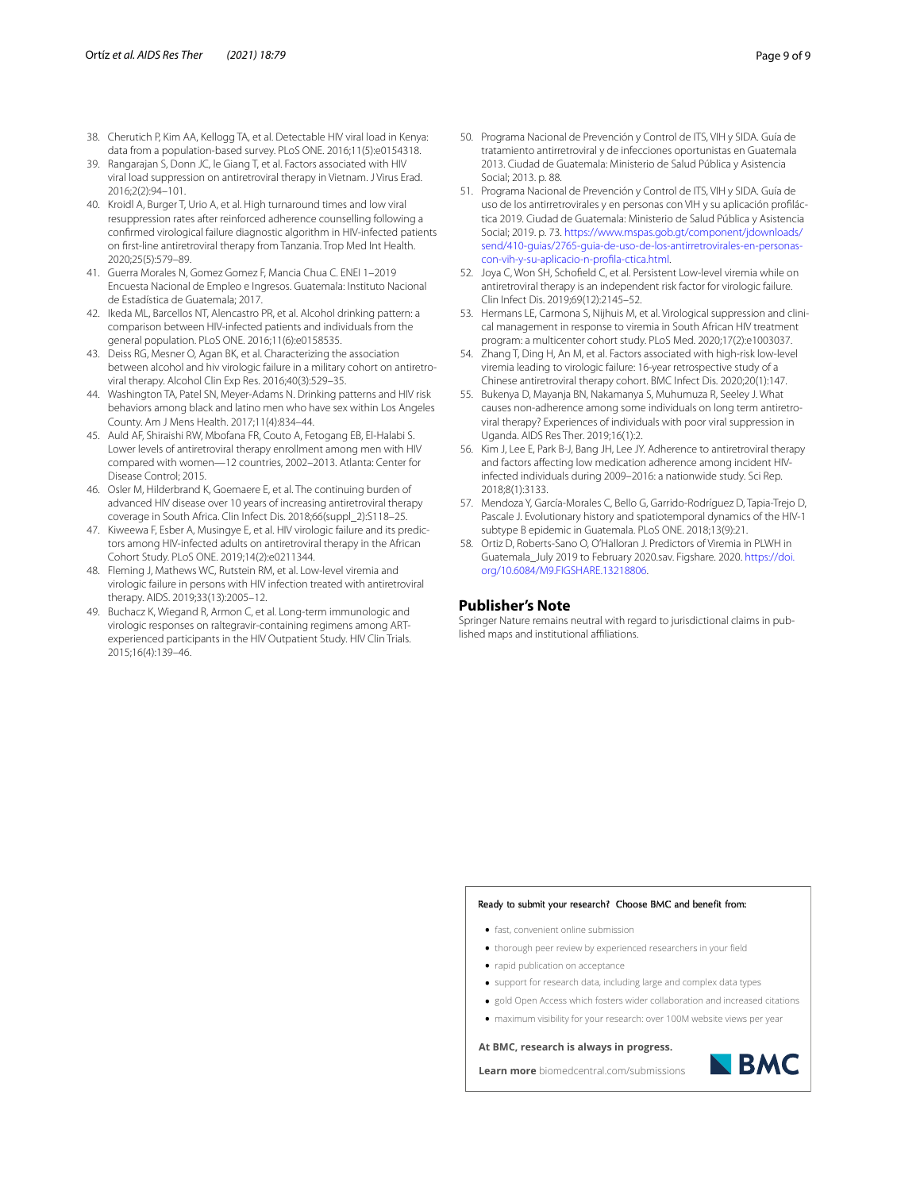38. Cherutich P, Kim AA, Kellogg TA, et al. Detectable HIV viral load in Kenya: data from a population-based survey. PLoS ONE. 2016;11(5):e0154318.
39. Rangarajan S, Donn JC, le Giang T, et al. Factors associated with HIV viral load suppression on antiretroviral therapy in Vietnam. J Virus Erad. 2016;2(2):94–101.
40. Kroidl A, Burger T, Urio A, et al. High turnaround times and low viral resuppression rates after reinforced adherence counselling following a confirmed virological failure diagnostic algorithm in HIV-infected patients on first-line antiretroviral therapy from Tanzania. Trop Med Int Health. 2020;25(5):579–89.
41. Guerra Morales N, Gomez Gomez F, Mancia Chua C. ENEI 1–2019 Encuesta Nacional de Empleo e Ingresos. Guatemala: Instituto Nacional de Estadística de Guatemala; 2017.
42. Ikeda ML, Barcellos NT, Alencastro PR, et al. Alcohol drinking pattern: a comparison between HIV-infected patients and individuals from the general population. PLoS ONE. 2016;11(6):e0158535.
43. Deiss RG, Mesner O, Agan BK, et al. Characterizing the association between alcohol and hiv virologic failure in a military cohort on antiretroviral therapy. Alcohol Clin Exp Res. 2016;40(3):529–35.
44. Washington TA, Patel SN, Meyer-Adams N. Drinking patterns and HIV risk behaviors among black and latino men who have sex within Los Angeles County. Am J Mens Health. 2017;11(4):834–44.
45. Auld AF, Shiraishi RW, Mbofana FR, Couto A, Fetogang EB, El-Halabi S. Lower levels of antiretroviral therapy enrollment among men with HIV compared with women—12 countries, 2002–2013. Atlanta: Center for Disease Control; 2015.
46. Osler M, Hilderbrand K, Goemaere E, et al. The continuing burden of advanced HIV disease over 10 years of increasing antiretroviral therapy coverage in South Africa. Clin Infect Dis. 2018;66(suppl_2):S118–25.
47. Kiweewa F, Esber A, Musingye E, et al. HIV virologic failure and its predictors among HIV-infected adults on antiretroviral therapy in the African Cohort Study. PLoS ONE. 2019;14(2):e0211344.
48. Fleming J, Mathews WC, Rutstein RM, et al. Low-level viremia and virologic failure in persons with HIV infection treated with antiretroviral therapy. AIDS. 2019;33(13):2005–12.
49. Buchacz K, Wiegand R, Armon C, et al. Long-term immunologic and virologic responses on raltegravir-containing regimens among ART-experienced participants in the HIV Outpatient Study. HIV Clin Trials. 2015;16(4):139–46.
50. Programa Nacional de Prevención y Control de ITS, VIH y SIDA. Guía de tratamiento antirretroviral y de infecciones oportunistas en Guatemala 2013. Ciudad de Guatemala: Ministerio de Salud Pública y Asistencia Social; 2013. p. 88.
51. Programa Nacional de Prevención y Control de ITS, VIH y SIDA. Guía de uso de los antirretrovirales y en personas con VIH y su aplicación profiláctica 2019. Ciudad de Guatemala: Ministerio de Salud Pública y Asistencia Social; 2019. p. 73. https://www.mspas.gob.gt/component/jdownloads/send/410-guias/2765-guia-de-uso-de-los-antirretrovirales-en-personas-con-vih-y-su-aplicacio-n-profila-ctica.html.
52. Joya C, Won SH, Schofield C, et al. Persistent Low-level viremia while on antiretroviral therapy is an independent risk factor for virologic failure. Clin Infect Dis. 2019;69(12):2145–52.
53. Hermans LE, Carmona S, Nijhuis M, et al. Virological suppression and clinical management in response to viremia in South African HIV treatment program: a multicenter cohort study. PLoS Med. 2020;17(2):e1003037.
54. Zhang T, Ding H, An M, et al. Factors associated with high-risk low-level viremia leading to virologic failure: 16-year retrospective study of a Chinese antiretroviral therapy cohort. BMC Infect Dis. 2020;20(1):147.
55. Bukenya D, Mayanja BN, Nakamanya S, Muhumuza R, Seeley J. What causes non-adherence among some individuals on long term antiretroviral therapy? Experiences of individuals with poor viral suppression in Uganda. AIDS Res Ther. 2019;16(1):2.
56. Kim J, Lee E, Park B-J, Bang JH, Lee JY. Adherence to antiretroviral therapy and factors affecting low medication adherence among incident HIV-infected individuals during 2009–2016: a nationwide study. Sci Rep. 2018;8(1):3133.
57. Mendoza Y, García-Morales C, Bello G, Garrido-Rodríguez D, Tapia-Trejo D, Pascale J. Evolutionary history and spatiotemporal dynamics of the HIV-1 subtype B epidemic in Guatemala. PLoS ONE. 2018;13(9):21.
58. Ortiz D, Roberts-Sano O, O'Halloran J. Predictors of Viremia in PLWH in Guatemala_July 2019 to February 2020.sav. Figshare. 2020. https://doi.org/10.6084/M9.FIGSHARE.13218806.

## Publisher's Note

Springer Nature remains neutral with regard to jurisdictional claims in published maps and institutional affiliations.

Ready to submit your research? Choose BMC and benefit from:

- fast, convenient online submission
- thorough peer review by experienced researchers in your field
- rapid publication on acceptance
- support for research data, including large and complex data types
- gold Open Access which fosters wider collaboration and increased citations
- maximum visibility for your research: over 100M website views per year

**At BMC, research is always in progress.**

**Learn more** biomedcentral.com/submissions

BMC